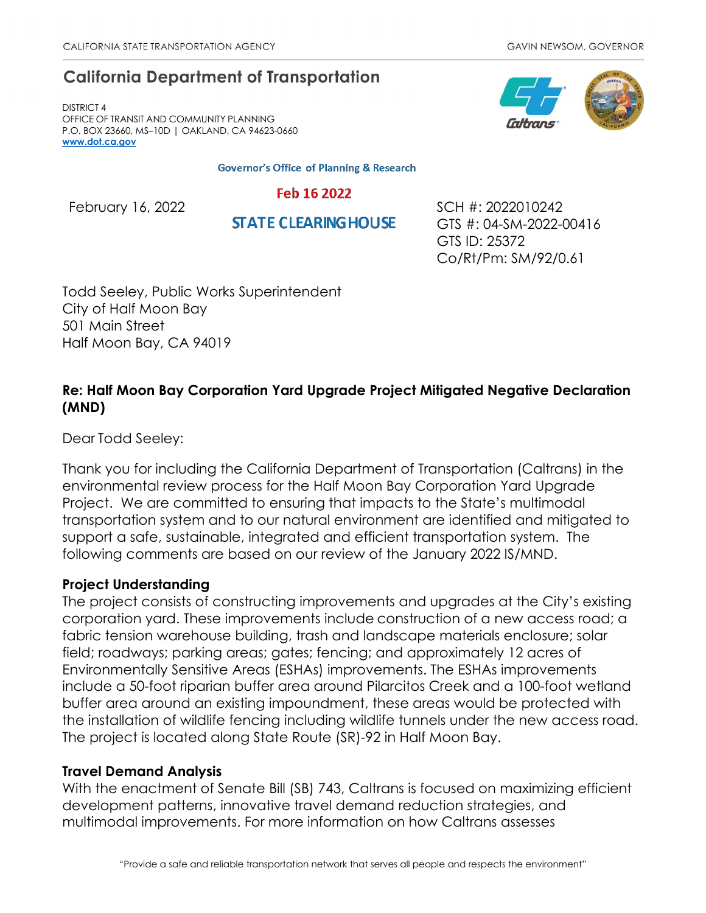CALIFORNIA STATE TRANSPORTATION AGENCY GAVIN NEWSOM, GOVERNOR

## California Department of Transportation

DISTRICT 4
OFFICE OF TRANSIT AND COMMUNITY PLANNING
P.O. BOX 23660, MS–10D | OAKLAND, CA 94623-0660
www.dot.ca.gov

Governor's Office of Planning & Research

Feb 16 2022

STATE CLEARINGHOUSE

February 16, 2022

SCH #: 2022010242
GTS #: 04-SM-2022-00416
GTS ID: 25372
Co/Rt/Pm: SM/92/0.61

Todd Seeley, Public Works Superintendent
City of Half Moon Bay
501 Main Street
Half Moon Bay, CA 94019

**Re: Half Moon Bay Corporation Yard Upgrade Project Mitigated Negative Declaration (MND)**

Dear Todd Seeley:

Thank you for including the California Department of Transportation (Caltrans) in the environmental review process for the Half Moon Bay Corporation Yard Upgrade Project. We are committed to ensuring that impacts to the State's multimodal transportation system and to our natural environment are identified and mitigated to support a safe, sustainable, integrated and efficient transportation system. The following comments are based on our review of the January 2022 IS/MND.

**Project Understanding**

The project consists of constructing improvements and upgrades at the City's existing corporation yard. These improvements include construction of a new access road; a fabric tension warehouse building, trash and landscape materials enclosure; solar field; roadways; parking areas; gates; fencing; and approximately 12 acres of Environmentally Sensitive Areas (ESHAs) improvements. The ESHAs improvements include a 50-foot riparian buffer area around Pilarcitos Creek and a 100-foot wetland buffer area around an existing impoundment, these areas would be protected with the installation of wildlife fencing including wildlife tunnels under the new access road. The project is located along State Route (SR)-92 in Half Moon Bay.

**Travel Demand Analysis**

With the enactment of Senate Bill (SB) 743, Caltrans is focused on maximizing efficient development patterns, innovative travel demand reduction strategies, and multimodal improvements. For more information on how Caltrans assesses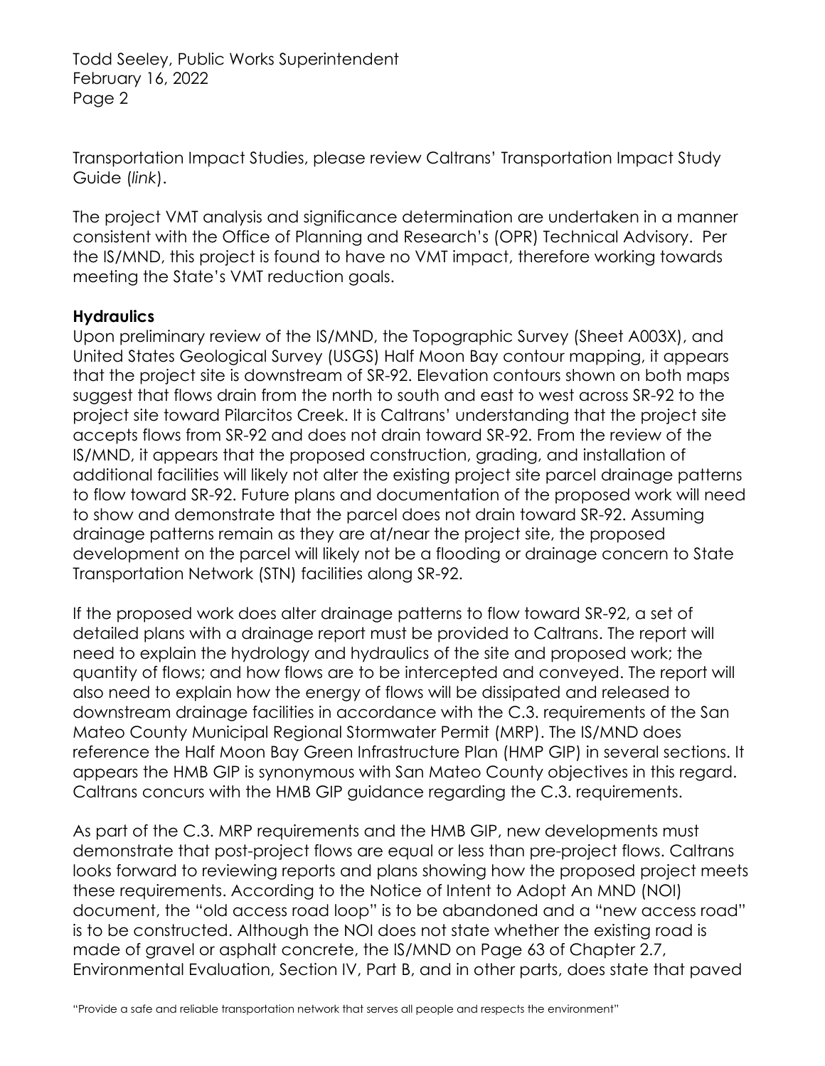Transportation Impact Studies, please review Caltrans' Transportation Impact Study Guide (*link*).

The project VMT analysis and significance determination are undertaken in a manner consistent with the Office of Planning and Research's (OPR) Technical Advisory. Per the IS/MND, this project is found to have no VMT impact, therefore working towards meeting the State's VMT reduction goals.

**Hydraulics**

Upon preliminary review of the IS/MND, the Topographic Survey (Sheet A003X), and United States Geological Survey (USGS) Half Moon Bay contour mapping, it appears that the project site is downstream of SR-92. Elevation contours shown on both maps suggest that flows drain from the north to south and east to west across SR-92 to the project site toward Pilarcitos Creek. It is Caltrans' understanding that the project site accepts flows from SR-92 and does not drain toward SR-92. From the review of the IS/MND, it appears that the proposed construction, grading, and installation of additional facilities will likely not alter the existing project site parcel drainage patterns to flow toward SR-92. Future plans and documentation of the proposed work will need to show and demonstrate that the parcel does not drain toward SR-92. Assuming drainage patterns remain as they are at/near the project site, the proposed development on the parcel will likely not be a flooding or drainage concern to State Transportation Network (STN) facilities along SR-92.

If the proposed work does alter drainage patterns to flow toward SR-92, a set of detailed plans with a drainage report must be provided to Caltrans. The report will need to explain the hydrology and hydraulics of the site and proposed work; the quantity of flows; and how flows are to be intercepted and conveyed. The report will also need to explain how the energy of flows will be dissipated and released to downstream drainage facilities in accordance with the C.3. requirements of the San Mateo County Municipal Regional Stormwater Permit (MRP). The IS/MND does reference the Half Moon Bay Green Infrastructure Plan (HMP GIP) in several sections. It appears the HMB GIP is synonymous with San Mateo County objectives in this regard. Caltrans concurs with the HMB GIP guidance regarding the C.3. requirements.

As part of the C.3. MRP requirements and the HMB GIP, new developments must demonstrate that post-project flows are equal or less than pre-project flows. Caltrans looks forward to reviewing reports and plans showing how the proposed project meets these requirements. According to the Notice of Intent to Adopt An MND (NOI) document, the "old access road loop" is to be abandoned and a "new access road" is to be constructed. Although the NOI does not state whether the existing road is made of gravel or asphalt concrete, the IS/MND on Page 63 of Chapter 2.7, Environmental Evaluation, Section IV, Part B, and in other parts, does state that paved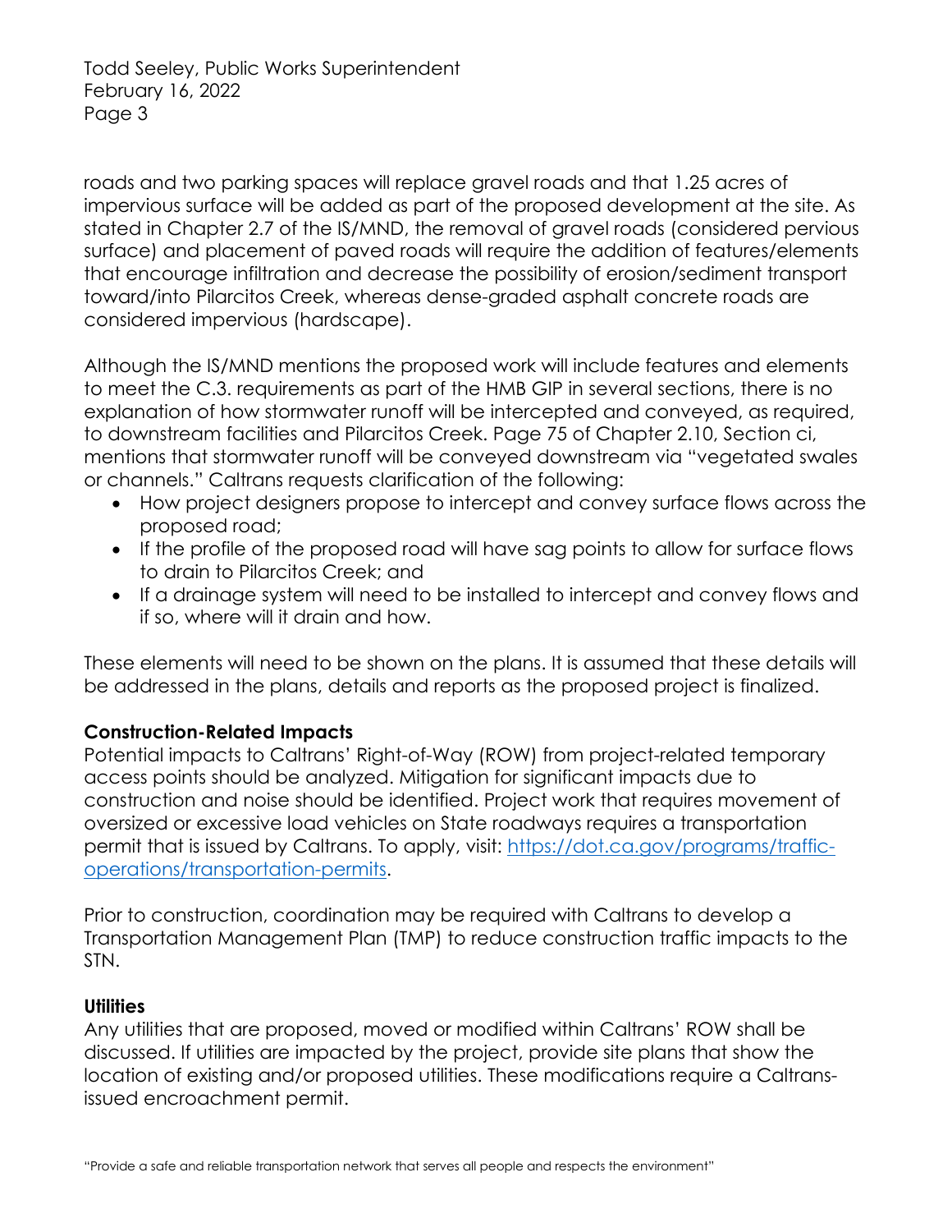roads and two parking spaces will replace gravel roads and that 1.25 acres of impervious surface will be added as part of the proposed development at the site. As stated in Chapter 2.7 of the IS/MND, the removal of gravel roads (considered pervious surface) and placement of paved roads will require the addition of features/elements that encourage infiltration and decrease the possibility of erosion/sediment transport toward/into Pilarcitos Creek, whereas dense-graded asphalt concrete roads are considered impervious (hardscape).

Although the IS/MND mentions the proposed work will include features and elements to meet the C.3. requirements as part of the HMB GIP in several sections, there is no explanation of how stormwater runoff will be intercepted and conveyed, as required, to downstream facilities and Pilarcitos Creek. Page 75 of Chapter 2.10, Section ci, mentions that stormwater runoff will be conveyed downstream via "vegetated swales or channels." Caltrans requests clarification of the following:

- How project designers propose to intercept and convey surface flows across the proposed road;
- If the profile of the proposed road will have sag points to allow for surface flows to drain to Pilarcitos Creek; and
- If a drainage system will need to be installed to intercept and convey flows and if so, where will it drain and how.

These elements will need to be shown on the plans. It is assumed that these details will be addressed in the plans, details and reports as the proposed project is finalized.

**Construction-Related Impacts**

Potential impacts to Caltrans' Right-of-Way (ROW) from project-related temporary access points should be analyzed. Mitigation for significant impacts due to construction and noise should be identified. Project work that requires movement of oversized or excessive load vehicles on State roadways requires a transportation permit that is issued by Caltrans. To apply, visit: [https://dot.ca.gov/programs/traffic-operations/transportation-permits](https://dot.ca.gov/programs/traffic-operations/transportation-permits).

Prior to construction, coordination may be required with Caltrans to develop a Transportation Management Plan (TMP) to reduce construction traffic impacts to the STN.

**Utilities**

Any utilities that are proposed, moved or modified within Caltrans' ROW shall be discussed. If utilities are impacted by the project, provide site plans that show the location of existing and/or proposed utilities. These modifications require a Caltrans-issued encroachment permit.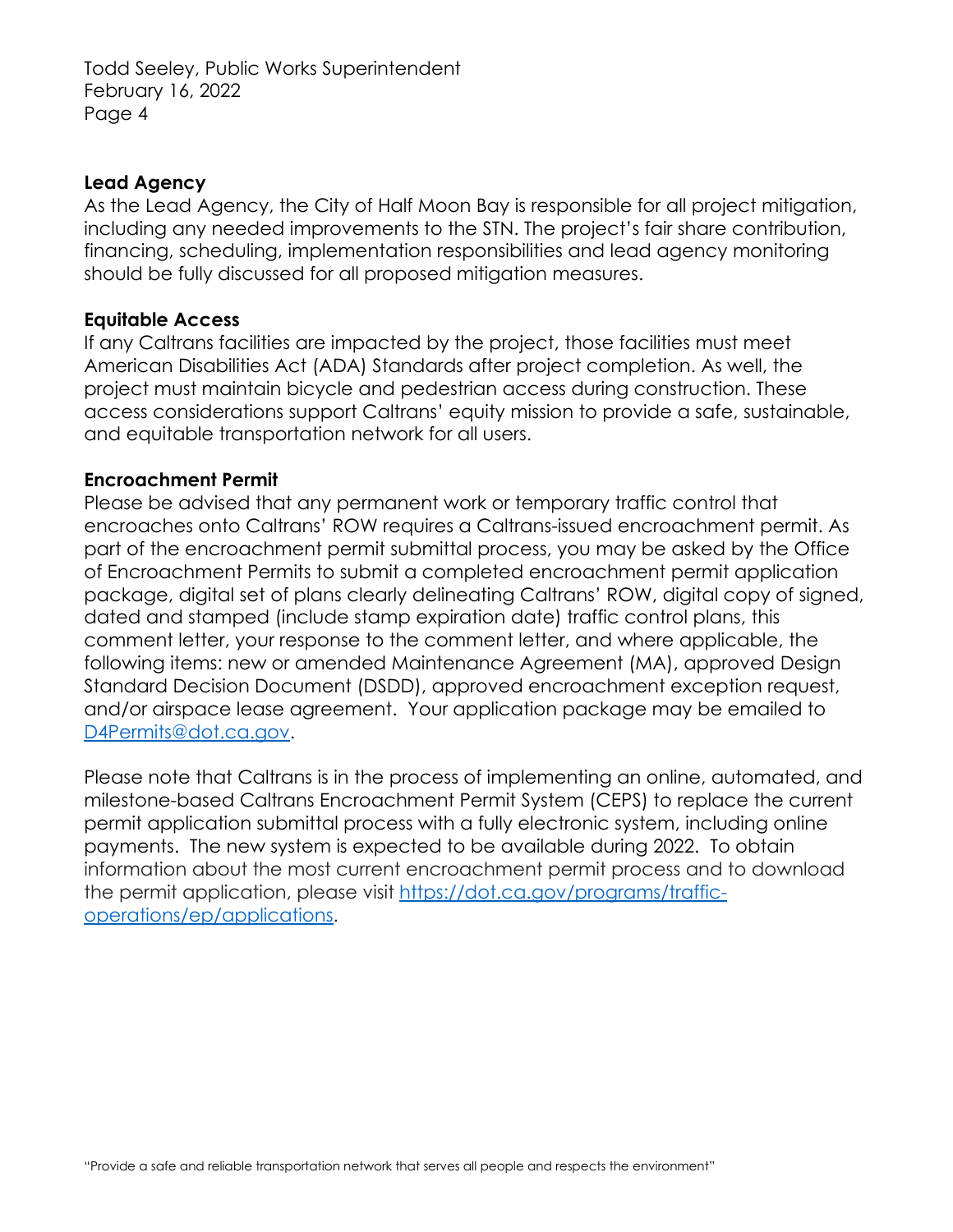**Lead Agency**
As the Lead Agency, the City of Half Moon Bay is responsible for all project mitigation, including any needed improvements to the STN. The project's fair share contribution, financing, scheduling, implementation responsibilities and lead agency monitoring should be fully discussed for all proposed mitigation measures.

**Equitable Access**
If any Caltrans facilities are impacted by the project, those facilities must meet American Disabilities Act (ADA) Standards after project completion. As well, the project must maintain bicycle and pedestrian access during construction. These access considerations support Caltrans' equity mission to provide a safe, sustainable, and equitable transportation network for all users.

**Encroachment Permit**
Please be advised that any permanent work or temporary traffic control that encroaches onto Caltrans' ROW requires a Caltrans-issued encroachment permit. As part of the encroachment permit submittal process, you may be asked by the Office of Encroachment Permits to submit a completed encroachment permit application package, digital set of plans clearly delineating Caltrans' ROW, digital copy of signed, dated and stamped (include stamp expiration date) traffic control plans, this comment letter, your response to the comment letter, and where applicable, the following items: new or amended Maintenance Agreement (MA), approved Design Standard Decision Document (DSDD), approved encroachment exception request, and/or airspace lease agreement. Your application package may be emailed to [D4Permits@dot.ca.gov](mailto:D4Permits@dot.ca.gov).

Please note that Caltrans is in the process of implementing an online, automated, and milestone-based Caltrans Encroachment Permit System (CEPS) to replace the current permit application submittal process with a fully electronic system, including online payments. The new system is expected to be available during 2022. To obtain information about the most current encroachment permit process and to download the permit application, please visit [https://dot.ca.gov/programs/traffic-operations/ep/applications](https://dot.ca.gov/programs/traffic-operations/ep/applications).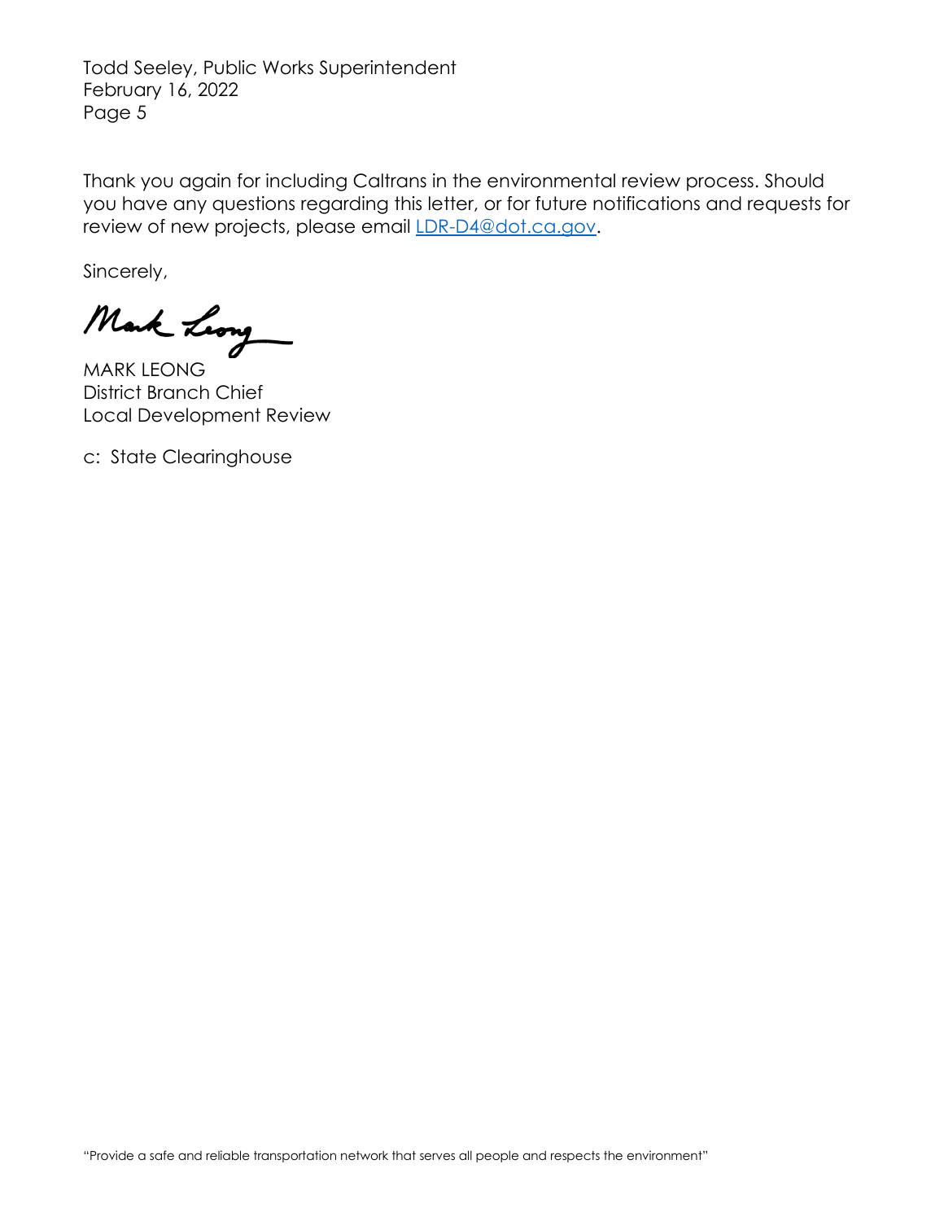Thank you again for including Caltrans in the environmental review process. Should you have any questions regarding this letter, or for future notifications and requests for review of new projects, please email LDR-D4@dot.ca.gov.

Sincerely,

Mark Leong

MARK LEONG
District Branch Chief
Local Development Review

c: State Clearinghouse